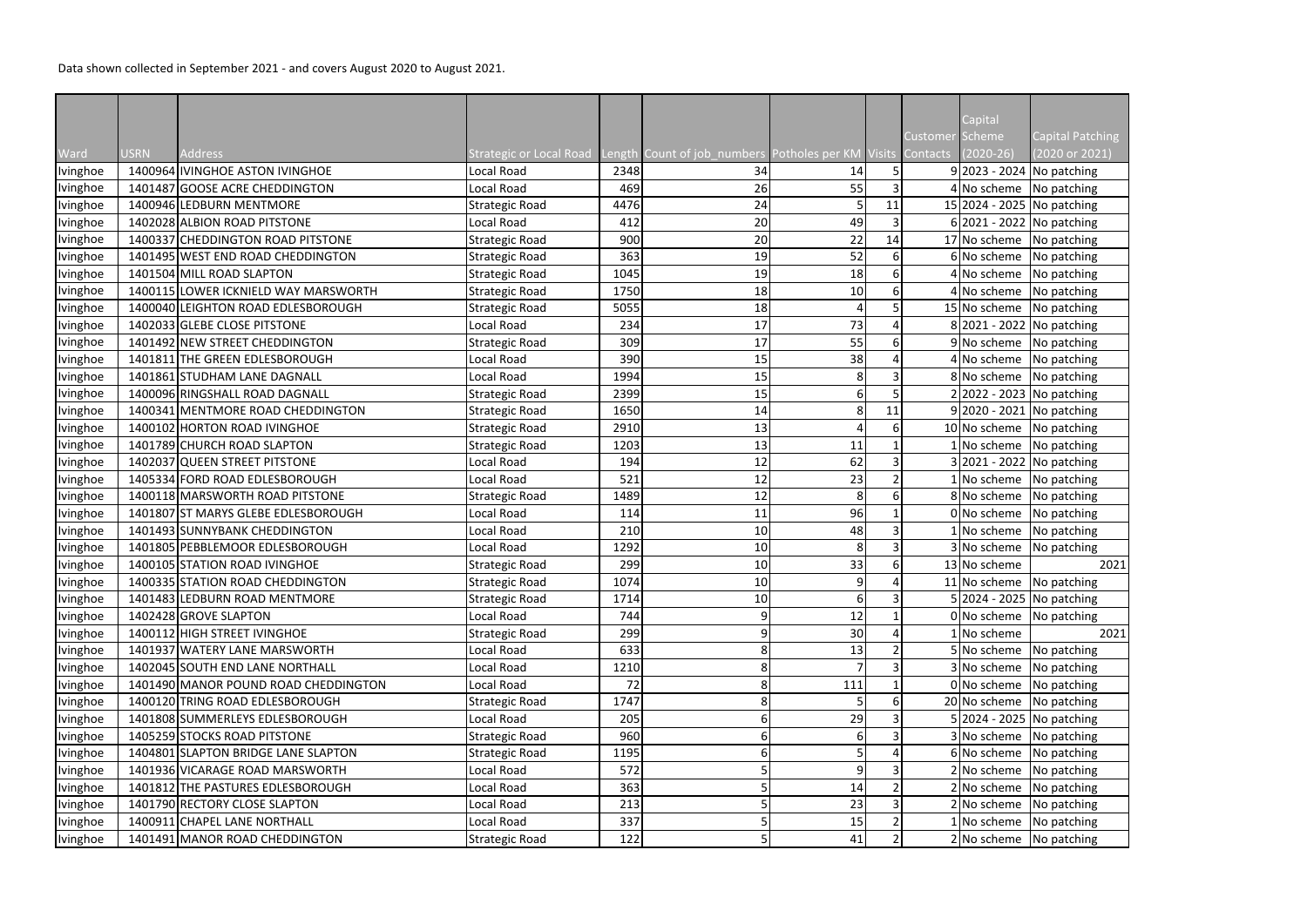Data shown collected in September 2021 - and covers August 2020 to August 2021.

| Ward | USRN | Address | Strategic or Local Road | Length | Count of job_numbers | Potholes per KM | Visits | Customer Contacts | Capital Scheme (2020-26) | Capital Patching (2020 or 2021) |
|---|---|---|---|---|---|---|---|---|---|---|
| Ivinghoe | 1400964 | IVINGHOE ASTON IVINGHOE | Local Road | 2348 | 34 | 14 | 5 | 9 | 2023 - 2024 | No patching |
| Ivinghoe | 1401487 | GOOSE ACRE CHEDDINGTON | Local Road | 469 | 26 | 55 | 3 | 4 | No scheme | No patching |
| Ivinghoe | 1400946 | LEDBURN MENTMORE | Strategic Road | 4476 | 24 | 5 | 11 | 15 | 2024 - 2025 | No patching |
| Ivinghoe | 1402028 | ALBION ROAD PITSTONE | Local Road | 412 | 20 | 49 | 3 | 6 | 2021 - 2022 | No patching |
| Ivinghoe | 1400337 | CHEDDINGTON ROAD PITSTONE | Strategic Road | 900 | 20 | 22 | 14 | 17 | No scheme | No patching |
| Ivinghoe | 1401495 | WEST END ROAD CHEDDINGTON | Strategic Road | 363 | 19 | 52 | 6 | 6 | No scheme | No patching |
| Ivinghoe | 1401504 | MILL ROAD SLAPTON | Strategic Road | 1045 | 19 | 18 | 6 | 4 | No scheme | No patching |
| Ivinghoe | 1400115 | LOWER ICKNIELD WAY MARSWORTH | Strategic Road | 1750 | 18 | 10 | 6 | 4 | No scheme | No patching |
| Ivinghoe | 1400040 | LEIGHTON ROAD EDLESBOROUGH | Strategic Road | 5055 | 18 | 4 | 5 | 15 | No scheme | No patching |
| Ivinghoe | 1402033 | GLEBE CLOSE PITSTONE | Local Road | 234 | 17 | 73 | 4 | 8 | 2021 - 2022 | No patching |
| Ivinghoe | 1401492 | NEW STREET CHEDDINGTON | Strategic Road | 309 | 17 | 55 | 6 | 9 | No scheme | No patching |
| Ivinghoe | 1401811 | THE GREEN EDLESBOROUGH | Local Road | 390 | 15 | 38 | 4 | 4 | No scheme | No patching |
| Ivinghoe | 1401861 | STUDHAM LANE DAGNALL | Local Road | 1994 | 15 | 8 | 3 | 8 | No scheme | No patching |
| Ivinghoe | 1400096 | RINGSHALL ROAD DAGNALL | Strategic Road | 2399 | 15 | 6 | 5 | 2 | 2022 - 2023 | No patching |
| Ivinghoe | 1400341 | MENTMORE ROAD CHEDDINGTON | Strategic Road | 1650 | 14 | 8 | 11 | 9 | 2020 - 2021 | No patching |
| Ivinghoe | 1400102 | HORTON ROAD IVINGHOE | Strategic Road | 2910 | 13 | 4 | 6 | 10 | No scheme | No patching |
| Ivinghoe | 1401789 | CHURCH ROAD SLAPTON | Strategic Road | 1203 | 13 | 11 | 1 | 1 | No scheme | No patching |
| Ivinghoe | 1402037 | QUEEN STREET PITSTONE | Local Road | 194 | 12 | 62 | 3 | 3 | 2021 - 2022 | No patching |
| Ivinghoe | 1405334 | FORD ROAD EDLESBOROUGH | Local Road | 521 | 12 | 23 | 2 | 1 | No scheme | No patching |
| Ivinghoe | 1400118 | MARSWORTH ROAD PITSTONE | Strategic Road | 1489 | 12 | 8 | 6 | 8 | No scheme | No patching |
| Ivinghoe | 1401807 | ST MARYS GLEBE EDLESBOROUGH | Local Road | 114 | 11 | 96 | 1 | 0 | No scheme | No patching |
| Ivinghoe | 1401493 | SUNNYBANK CHEDDINGTON | Local Road | 210 | 10 | 48 | 3 | 1 | No scheme | No patching |
| Ivinghoe | 1401805 | PEBBLEMOOR EDLESBOROUGH | Local Road | 1292 | 10 | 8 | 3 | 3 | No scheme | No patching |
| Ivinghoe | 1400105 | STATION ROAD IVINGHOE | Strategic Road | 299 | 10 | 33 | 6 | 13 | No scheme | 2021 |
| Ivinghoe | 1400335 | STATION ROAD CHEDDINGTON | Strategic Road | 1074 | 10 | 9 | 4 | 11 | No scheme | No patching |
| Ivinghoe | 1401483 | LEDBURN ROAD MENTMORE | Strategic Road | 1714 | 10 | 6 | 3 | 5 | 2024 - 2025 | No patching |
| Ivinghoe | 1402428 | GROVE SLAPTON | Local Road | 744 | 9 | 12 | 1 | 0 | No scheme | No patching |
| Ivinghoe | 1400112 | HIGH STREET IVINGHOE | Strategic Road | 299 | 9 | 30 | 4 | 1 | No scheme | 2021 |
| Ivinghoe | 1401937 | WATERY LANE MARSWORTH | Local Road | 633 | 8 | 13 | 2 | 5 | No scheme | No patching |
| Ivinghoe | 1402045 | SOUTH END LANE NORTHALL | Local Road | 1210 | 8 | 7 | 3 | 3 | No scheme | No patching |
| Ivinghoe | 1401490 | MANOR POUND ROAD CHEDDINGTON | Local Road | 72 | 8 | 111 | 1 | 0 | No scheme | No patching |
| Ivinghoe | 1400120 | TRING ROAD EDLESBOROUGH | Strategic Road | 1747 | 8 | 5 | 6 | 20 | No scheme | No patching |
| Ivinghoe | 1401808 | SUMMERLEYS EDLESBOROUGH | Local Road | 205 | 6 | 29 | 3 | 5 | 2024 - 2025 | No patching |
| Ivinghoe | 1405259 | STOCKS ROAD PITSTONE | Strategic Road | 960 | 6 | 6 | 3 | 3 | No scheme | No patching |
| Ivinghoe | 1404801 | SLAPTON BRIDGE LANE SLAPTON | Strategic Road | 1195 | 6 | 5 | 4 | 6 | No scheme | No patching |
| Ivinghoe | 1401936 | VICARAGE ROAD MARSWORTH | Local Road | 572 | 5 | 9 | 3 | 2 | No scheme | No patching |
| Ivinghoe | 1401812 | THE PASTURES EDLESBOROUGH | Local Road | 363 | 5 | 14 | 2 | 2 | No scheme | No patching |
| Ivinghoe | 1401790 | RECTORY CLOSE SLAPTON | Local Road | 213 | 5 | 23 | 3 | 2 | No scheme | No patching |
| Ivinghoe | 1400911 | CHAPEL LANE NORTHALL | Local Road | 337 | 5 | 15 | 2 | 1 | No scheme | No patching |
| Ivinghoe | 1401491 | MANOR ROAD CHEDDINGTON | Strategic Road | 122 | 5 | 41 | 2 | 2 | No scheme | No patching |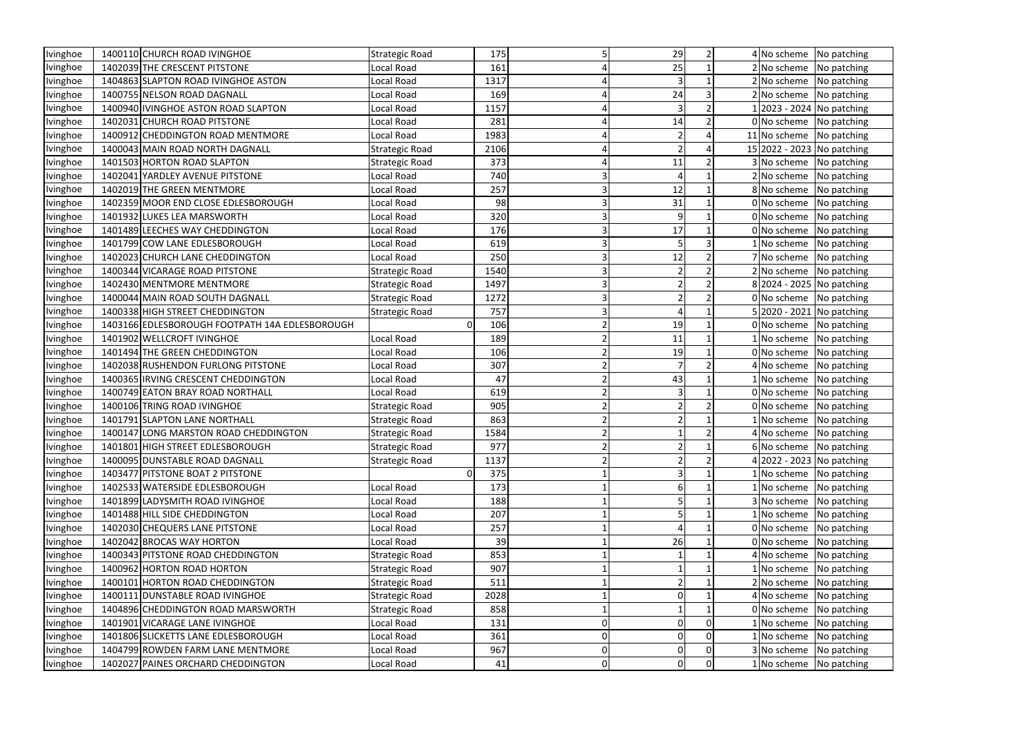| | | | | | | | | | | |
|---|---|---|---|---|---|---|---|---|---|---|
| Ivinghoe | 1400110 | CHURCH ROAD IVINGHOE | Strategic Road | 175 | 5 | 29 | 2 | 4 | No scheme | No patching |
| Ivinghoe | 1402039 | THE CRESCENT PITSTONE | Local Road | 161 | 4 | 25 | 1 | 2 | No scheme | No patching |
| Ivinghoe | 1404863 | SLAPTON ROAD IVINGHOE ASTON | Local Road | 1317 | 4 | 3 | 1 | 2 | No scheme | No patching |
| Ivinghoe | 1400755 | NELSON ROAD DAGNALL | Local Road | 169 | 4 | 24 | 3 | 2 | No scheme | No patching |
| Ivinghoe | 1400940 | IVINGHOE ASTON ROAD SLAPTON | Local Road | 1157 | 4 | 3 | 2 | 1 | 2023 - 2024 | No patching |
| Ivinghoe | 1402031 | CHURCH ROAD PITSTONE | Local Road | 281 | 4 | 14 | 2 | 0 | No scheme | No patching |
| Ivinghoe | 1400912 | CHEDDINGTON ROAD MENTMORE | Local Road | 1983 | 4 | 2 | 4 | 11 | No scheme | No patching |
| Ivinghoe | 1400043 | MAIN ROAD NORTH DAGNALL | Strategic Road | 2106 | 4 | 2 | 4 | 15 | 2022 - 2023 | No patching |
| Ivinghoe | 1401503 | HORTON ROAD SLAPTON | Strategic Road | 373 | 4 | 11 | 2 | 3 | No scheme | No patching |
| Ivinghoe | 1402041 | YARDLEY AVENUE PITSTONE | Local Road | 740 | 3 | 4 | 1 | 2 | No scheme | No patching |
| Ivinghoe | 1402019 | THE GREEN MENTMORE | Local Road | 257 | 3 | 12 | 1 | 8 | No scheme | No patching |
| Ivinghoe | 1402359 | MOOR END CLOSE EDLESBOROUGH | Local Road | 98 | 3 | 31 | 1 | 0 | No scheme | No patching |
| Ivinghoe | 1401932 | LUKES LEA MARSWORTH | Local Road | 320 | 3 | 9 | 1 | 0 | No scheme | No patching |
| Ivinghoe | 1401489 | LEECHES WAY CHEDDINGTON | Local Road | 176 | 3 | 17 | 1 | 0 | No scheme | No patching |
| Ivinghoe | 1401799 | COW LANE EDLESBOROUGH | Local Road | 619 | 3 | 5 | 3 | 1 | No scheme | No patching |
| Ivinghoe | 1402023 | CHURCH LANE CHEDDINGTON | Local Road | 250 | 3 | 12 | 2 | 7 | No scheme | No patching |
| Ivinghoe | 1400344 | VICARAGE ROAD PITSTONE | Strategic Road | 1540 | 3 | 2 | 2 | 2 | No scheme | No patching |
| Ivinghoe | 1402430 | MENTMORE MENTMORE | Strategic Road | 1497 | 3 | 2 | 2 | 8 | 2024 - 2025 | No patching |
| Ivinghoe | 1400044 | MAIN ROAD SOUTH DAGNALL | Strategic Road | 1272 | 3 | 2 | 2 | 0 | No scheme | No patching |
| Ivinghoe | 1400338 | HIGH STREET CHEDDINGTON | Strategic Road | 757 | 3 | 4 | 1 | 5 | 2020 - 2021 | No patching |
| Ivinghoe | 1403166 | EDLESBOROUGH FOOTPATH 14A EDLESBOROUGH | 0 | 106 | 2 | 19 | 1 | 0 | No scheme | No patching |
| Ivinghoe | 1401902 | WELLCROFT IVINGHOE | Local Road | 189 | 2 | 11 | 1 | 1 | No scheme | No patching |
| Ivinghoe | 1401494 | THE GREEN CHEDDINGTON | Local Road | 106 | 2 | 19 | 1 | 0 | No scheme | No patching |
| Ivinghoe | 1402038 | RUSHENDON FURLONG PITSTONE | Local Road | 307 | 2 | 7 | 2 | 4 | No scheme | No patching |
| Ivinghoe | 1400365 | IRVING CRESCENT CHEDDINGTON | Local Road | 47 | 2 | 43 | 1 | 1 | No scheme | No patching |
| Ivinghoe | 1400749 | EATON BRAY ROAD NORTHALL | Local Road | 619 | 2 | 3 | 1 | 0 | No scheme | No patching |
| Ivinghoe | 1400106 | TRING ROAD IVINGHOE | Strategic Road | 905 | 2 | 2 | 2 | 0 | No scheme | No patching |
| Ivinghoe | 1401791 | SLAPTON LANE NORTHALL | Strategic Road | 863 | 2 | 2 | 1 | 1 | No scheme | No patching |
| Ivinghoe | 1400147 | LONG MARSTON ROAD CHEDDINGTON | Strategic Road | 1584 | 2 | 1 | 2 | 4 | No scheme | No patching |
| Ivinghoe | 1401801 | HIGH STREET EDLESBOROUGH | Strategic Road | 977 | 2 | 2 | 1 | 6 | No scheme | No patching |
| Ivinghoe | 1400095 | DUNSTABLE ROAD DAGNALL | Strategic Road | 1137 | 2 | 2 | 2 | 4 | 2022 - 2023 | No patching |
| Ivinghoe | 1403477 | PITSTONE BOAT 2 PITSTONE | 0 | 375 | 1 | 3 | 1 | 1 | No scheme | No patching |
| Ivinghoe | 1402533 | WATERSIDE EDLESBOROUGH | Local Road | 173 | 1 | 6 | 1 | 1 | No scheme | No patching |
| Ivinghoe | 1401899 | LADYSMITH ROAD IVINGHOE | Local Road | 188 | 1 | 5 | 1 | 3 | No scheme | No patching |
| Ivinghoe | 1401488 | HILL SIDE CHEDDINGTON | Local Road | 207 | 1 | 5 | 1 | 1 | No scheme | No patching |
| Ivinghoe | 1402030 | CHEQUERS LANE PITSTONE | Local Road | 257 | 1 | 4 | 1 | 0 | No scheme | No patching |
| Ivinghoe | 1402042 | BROCAS WAY HORTON | Local Road | 39 | 1 | 26 | 1 | 0 | No scheme | No patching |
| Ivinghoe | 1400343 | PITSTONE ROAD CHEDDINGTON | Strategic Road | 853 | 1 | 1 | 1 | 4 | No scheme | No patching |
| Ivinghoe | 1400962 | HORTON ROAD HORTON | Strategic Road | 907 | 1 | 1 | 1 | 1 | No scheme | No patching |
| Ivinghoe | 1400101 | HORTON ROAD CHEDDINGTON | Strategic Road | 511 | 1 | 2 | 1 | 2 | No scheme | No patching |
| Ivinghoe | 1400111 | DUNSTABLE ROAD IVINGHOE | Strategic Road | 2028 | 1 | 0 | 1 | 4 | No scheme | No patching |
| Ivinghoe | 1404896 | CHEDDINGTON ROAD MARSWORTH | Strategic Road | 858 | 1 | 1 | 1 | 0 | No scheme | No patching |
| Ivinghoe | 1401901 | VICARAGE LANE IVINGHOE | Local Road | 131 | 0 | 0 | 0 | 1 | No scheme | No patching |
| Ivinghoe | 1401806 | SLICKETTS LANE EDLESBOROUGH | Local Road | 361 | 0 | 0 | 0 | 1 | No scheme | No patching |
| Ivinghoe | 1404799 | ROWDEN FARM LANE MENTMORE | Local Road | 967 | 0 | 0 | 0 | 3 | No scheme | No patching |
| Ivinghoe | 1402027 | PAINES ORCHARD CHEDDINGTON | Local Road | 41 | 0 | 0 | 0 | 1 | No scheme | No patching |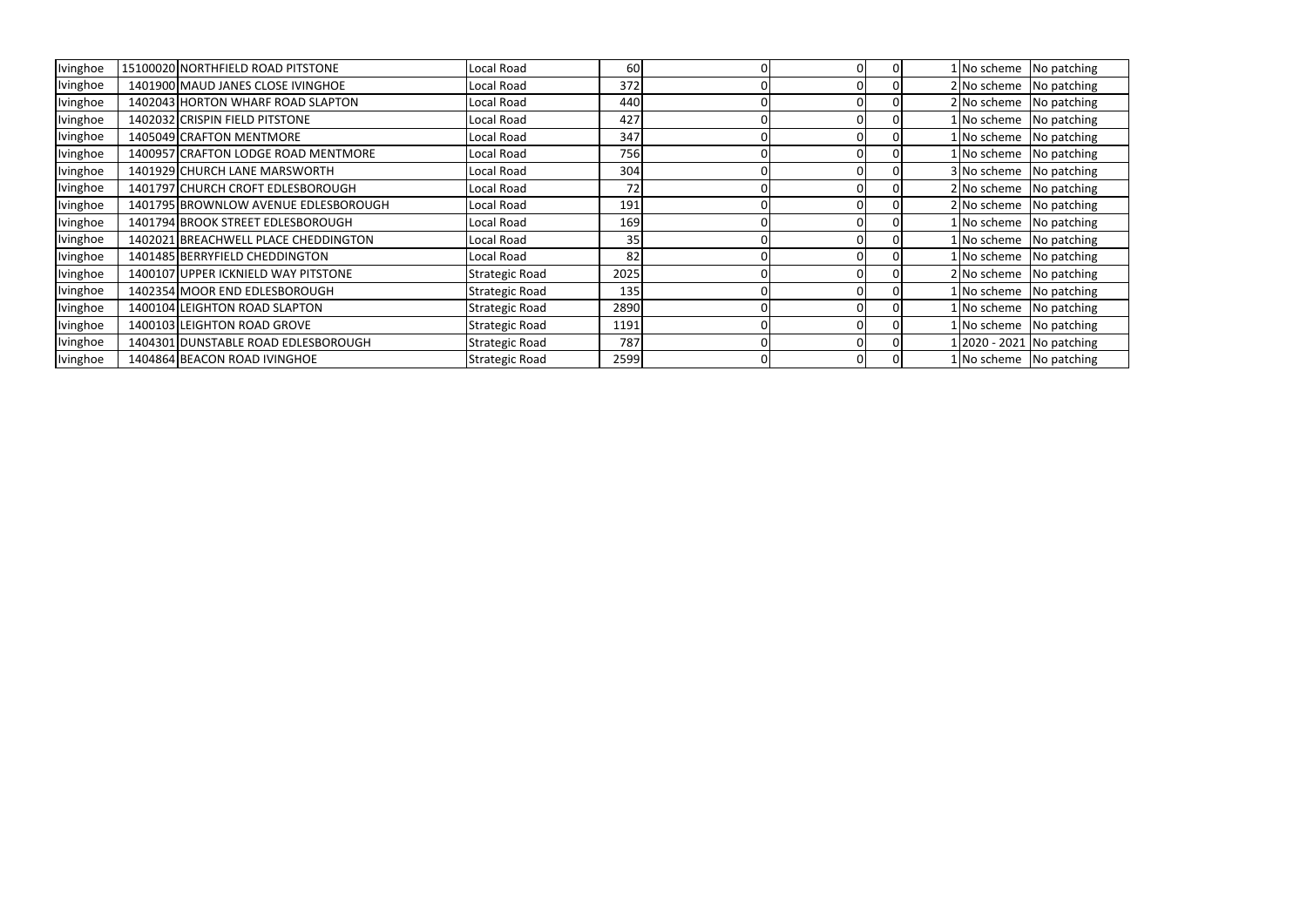| | | | | | | | | | | |
|---|---|---|---|---|---|---|---|---|---|---|
| Ivinghoe | 15100020 | NORTHFIELD ROAD PITSTONE | Local Road | 60 | 0 | 0 | 0 | 1 | No scheme | No patching |
| Ivinghoe | 1401900 | MAUD JANES CLOSE IVINGHOE | Local Road | 372 | 0 | 0 | 0 | 2 | No scheme | No patching |
| Ivinghoe | 1402043 | HORTON WHARF ROAD SLAPTON | Local Road | 440 | 0 | 0 | 0 | 2 | No scheme | No patching |
| Ivinghoe | 1402032 | CRISPIN FIELD PITSTONE | Local Road | 427 | 0 | 0 | 0 | 1 | No scheme | No patching |
| Ivinghoe | 1405049 | CRAFTON MENTMORE | Local Road | 347 | 0 | 0 | 0 | 1 | No scheme | No patching |
| Ivinghoe | 1400957 | CRAFTON LODGE ROAD MENTMORE | Local Road | 756 | 0 | 0 | 0 | 1 | No scheme | No patching |
| Ivinghoe | 1401929 | CHURCH LANE MARSWORTH | Local Road | 304 | 0 | 0 | 0 | 3 | No scheme | No patching |
| Ivinghoe | 1401797 | CHURCH CROFT EDLESBOROUGH | Local Road | 72 | 0 | 0 | 0 | 2 | No scheme | No patching |
| Ivinghoe | 1401795 | BROWNLOW AVENUE EDLESBOROUGH | Local Road | 191 | 0 | 0 | 0 | 2 | No scheme | No patching |
| Ivinghoe | 1401794 | BROOK STREET EDLESBOROUGH | Local Road | 169 | 0 | 0 | 0 | 1 | No scheme | No patching |
| Ivinghoe | 1402021 | BREACHWELL PLACE CHEDDINGTON | Local Road | 35 | 0 | 0 | 0 | 1 | No scheme | No patching |
| Ivinghoe | 1401485 | BERRYFIELD CHEDDINGTON | Local Road | 82 | 0 | 0 | 0 | 1 | No scheme | No patching |
| Ivinghoe | 1400107 | UPPER ICKNIELD WAY PITSTONE | Strategic Road | 2025 | 0 | 0 | 0 | 2 | No scheme | No patching |
| Ivinghoe | 1402354 | MOOR END EDLESBOROUGH | Strategic Road | 135 | 0 | 0 | 0 | 1 | No scheme | No patching |
| Ivinghoe | 1400104 | LEIGHTON ROAD SLAPTON | Strategic Road | 2890 | 0 | 0 | 0 | 1 | No scheme | No patching |
| Ivinghoe | 1400103 | LEIGHTON ROAD GROVE | Strategic Road | 1191 | 0 | 0 | 0 | 1 | No scheme | No patching |
| Ivinghoe | 1404301 | DUNSTABLE ROAD EDLESBOROUGH | Strategic Road | 787 | 0 | 0 | 0 | 1 | 2020 - 2021 | No patching |
| Ivinghoe | 1404864 | BEACON ROAD IVINGHOE | Strategic Road | 2599 | 0 | 0 | 0 | 1 | No scheme | No patching |